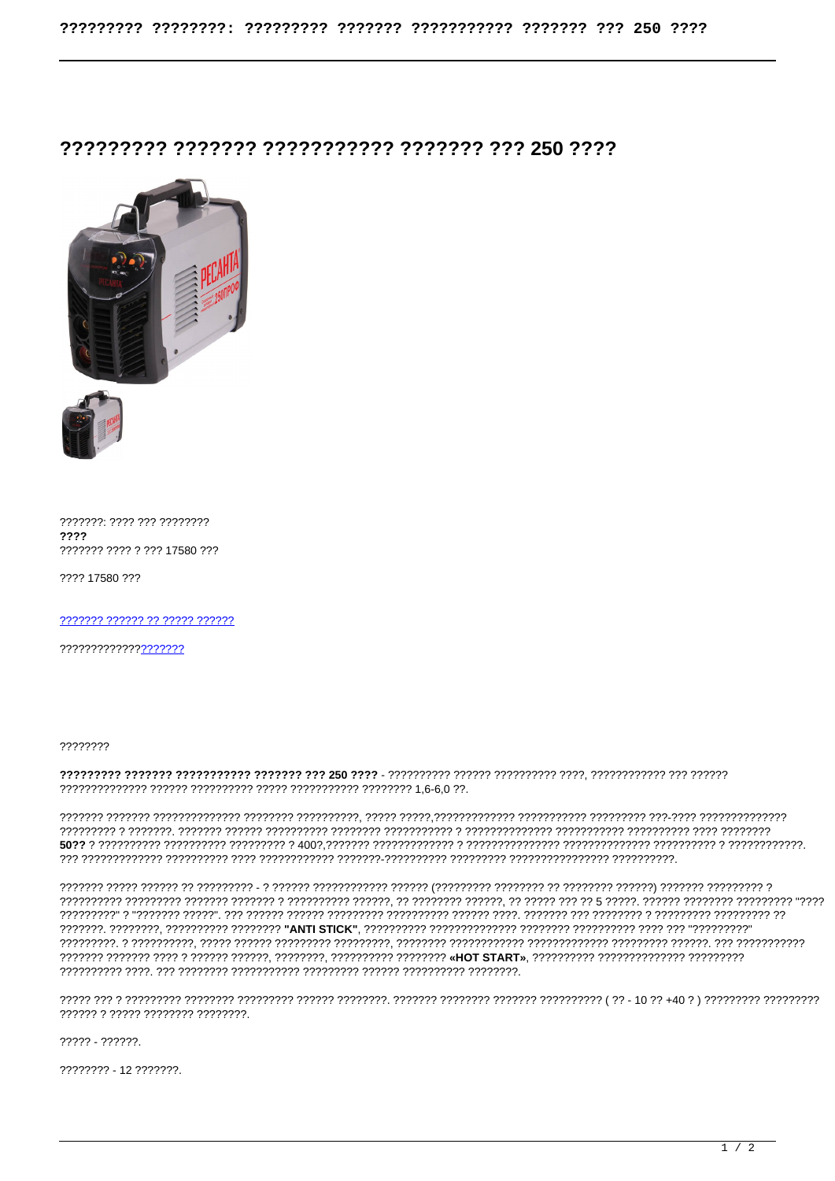# ????????? ??????? ??????????? ??????? ??? 250 ????

???????: ???? ??? ????????

**????**

??????? ???? ? ??? 17580 ???

???? 17580 ???

??????? ?????? ?? ????? ??????

?????????????????????

????????

**????????? ??????? ??????????? ??????? ??? 250 ????** - ?????????? ?????? ?????????? ????, ???????????? ??? ?????? ?????????????? ?????? ?????????? ????? ??????????? ???????? 1,6-6,0 ??.

??????? ??????? ?????????????? ???????? ??????????, ????? ?????,????????????? ??????????? ????????? ???-???? ?????????????? ????????? ? ???????. ??????? ?????? ?????????? ???????? ??????????? ? ?????????????? ??????????? ?????????? ???? ???????? **50??** ? ?????????? ?????????? ????????? ? 400?,??????? ????????????? ? ??????????????? ??????????????? ?????????? ? ?????????????. ??? ????????????? ?????????? ???? ???????????? ???????-?????????? ????????? ???????????????? ??????????.

??????? ????? ?????? ?? ????????? - ? ?????? ???????????? ?????? (????????? ???????? ?? ???????? ??????) ??????? ????????? ? ?????????? ????????? ??????? ??????? ? ?????????? ??????, ?? ???????? ??????, ?? ????? ??? ?? 5 ?????. ?????? ???????? ????????? "???? ?????????" ? "??????? ?????". ??? ?????? ?????? ????????? ?????????? ?????? ????. ??????? ??? ???????? ? ????????? ????????? ?? ???????. ????????, ?????????? ???????? **"ANTI STICK"**, ?????????? ????????????? ???????? ????????? ???? ??? "?????????" ?????????. ? ??????????, ????? ?????? ????????? ?????????, ???????? ???????????? ????????????? ????????? ??????. ??? ??????????? ??????? ??????? ???? ? ?????? ??????, ????????, ?????????? ???????? **«HOT START»**, ?????????? ?????????????? ????????? ?????????? ????. ??? ???????? ??????????? ????????? ?????? ?????????? ????????.

????? ??? ? ????????? ???????? ????????? ?????? ????????. ??????? ???????? ??????? ?????????? ( ?? - 10 ?? +40 ? ) ????????? ????????? ?????? ? ????? ???????? ????????.

????? - ??????.

???????? - 12 ???????.